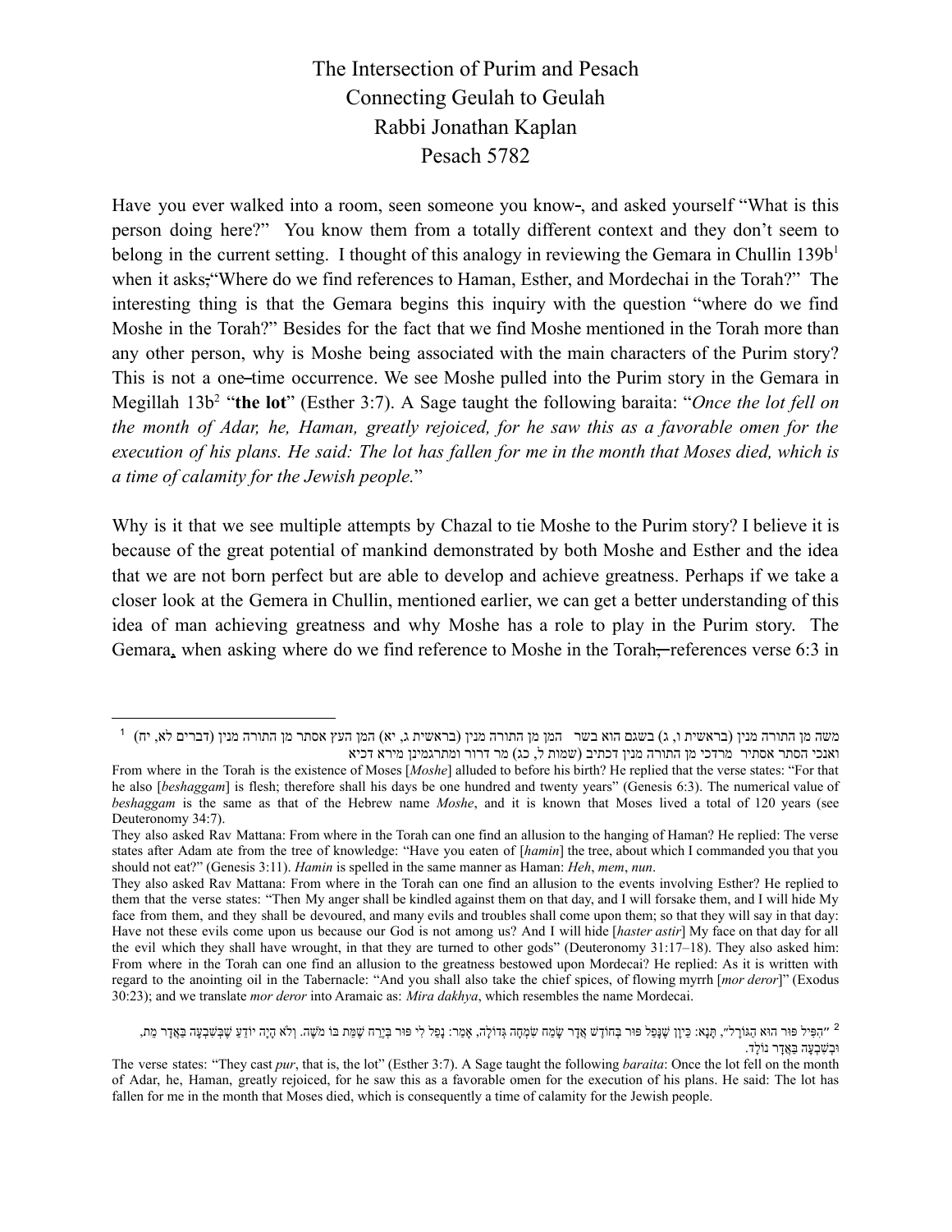# The Intersection of Purim and Pesach
## Connecting Geulah to Geulah
### Rabbi Jonathan Kaplan
### Pesach 5782

Have you ever walked into a room, seen someone you know, and asked yourself "What is this person doing here?" You know them from a totally different context and they don't seem to belong in the current setting. I thought of this analogy in reviewing the Gemara in Chullin 139b[1] when it asks "Where do we find references to Haman, Esther, and Mordechai in the Torah?" The interesting thing is that the Gemara begins this inquiry with the question "where do we find Moshe in the Torah?" Besides for the fact that we find Moshe mentioned in the Torah more than any other person, why is Moshe being associated with the main characters of the Purim story? This is not a one time occurrence. We see Moshe pulled into the Purim story in the Gemara in Megillah 13b[2] "**the lot**" (Esther 3:7). A Sage taught the following baraita: "*Once the lot fell on the month of Adar, he, Haman, greatly rejoiced, for he saw this as a favorable omen for the execution of his plans. He said: The lot has fallen for me in the month that Moses died, which is a time of calamity for the Jewish people.*"

Why is it that we see multiple attempts by Chazal to tie Moshe to the Purim story? I believe it is because of the great potential of mankind demonstrated by both Moshe and Esther and the idea that we are not born perfect but are able to develop and achieve greatness. Perhaps if we take a closer look at the Gemera in Chullin, mentioned earlier, we can get a better understanding of this idea of man achieving greatness and why Moshe has a role to play in the Purim story. The Gemara, when asking where do we find reference to Moshe in the Torah references verse 6:3 in

---

[1] משה מן התורה מנין (בראשית ו, ג) בשגם הוא בשר המן מן התורה מנין (בראשית ג, יא) המן העץ אסתר מן התורה מנין (דברים לא, יח) ואנכי הסתר אסתיר מרדכי מן התורה מנין דכתיב (שמות ל, כג) מר דרור ומתרגמינן מירא דכיא

From where in the Torah is the existence of Moses [*Moshe*] alluded to before his birth? He replied that the verse states: "For that he also [*beshaggam*] is flesh; therefore shall his days be one hundred and twenty years" (Genesis 6:3). The numerical value of *beshaggam* is the same as that of the Hebrew name *Moshe*, and it is known that Moses lived a total of 120 years (see Deuteronomy 34:7).

They also asked Rav Mattana: From where in the Torah can one find an allusion to the hanging of Haman? He replied: The verse states after Adam ate from the tree of knowledge: "Have you eaten of [*hamin*] the tree, about which I commanded you that you should not eat?" (Genesis 3:11). *Hamin* is spelled in the same manner as Haman: *Heh*, *mem*, *nun*.

They also asked Rav Mattana: From where in the Torah can one find an allusion to the events involving Esther? He replied to them that the verse states: "Then My anger shall be kindled against them on that day, and I will forsake them, and I will hide My face from them, and they shall be devoured, and many evils and troubles shall come upon them; so that they will say in that day: Have not these evils come upon us because our God is not among us? And I will hide [*haster astir*] My face on that day for all the evil which they shall have wrought, in that they are turned to other gods" (Deuteronomy 31:17–18). They also asked him: From where in the Torah can one find an allusion to the greatness bestowed upon Mordecai? He replied: As it is written with regard to the anointing oil in the Tabernacle: "And you shall also take the chief spices, of flowing myrrh [*mor deror*]" (Exodus 30:23); and we translate *mor deror* into Aramaic as: *Mira dakhya*, which resembles the name Mordecai.

[2] "הִפִּיל פּוּר הוּא הַגּוֹרָל", תָּנָא: כֵּיוָן שֶׁנָּפַל פּוּר בְּחוֹדֶשׁ אֲדָר שָׂמַח שִׂמְחָה גְּדוֹלָה, אָמַר: נָפַל לִי פּוּר בְּיֶרַח שֶׁמֵּת בּוֹ מֹשֶׁה. וְלֹא הָיָה יוֹדֵעַ שֶׁבְּשִׁבְעָה בַּאֲדָר מֵת, וּבְשִׁבְעָה בַּאֲדָר נוֹלָד.

The verse states: "They cast *pur*, that is, the lot" (Esther 3:7). A Sage taught the following *baraita*: Once the lot fell on the month of Adar, he, Haman, greatly rejoiced, for he saw this as a favorable omen for the execution of his plans. He said: The lot has fallen for me in the month that Moses died, which is consequently a time of calamity for the Jewish people.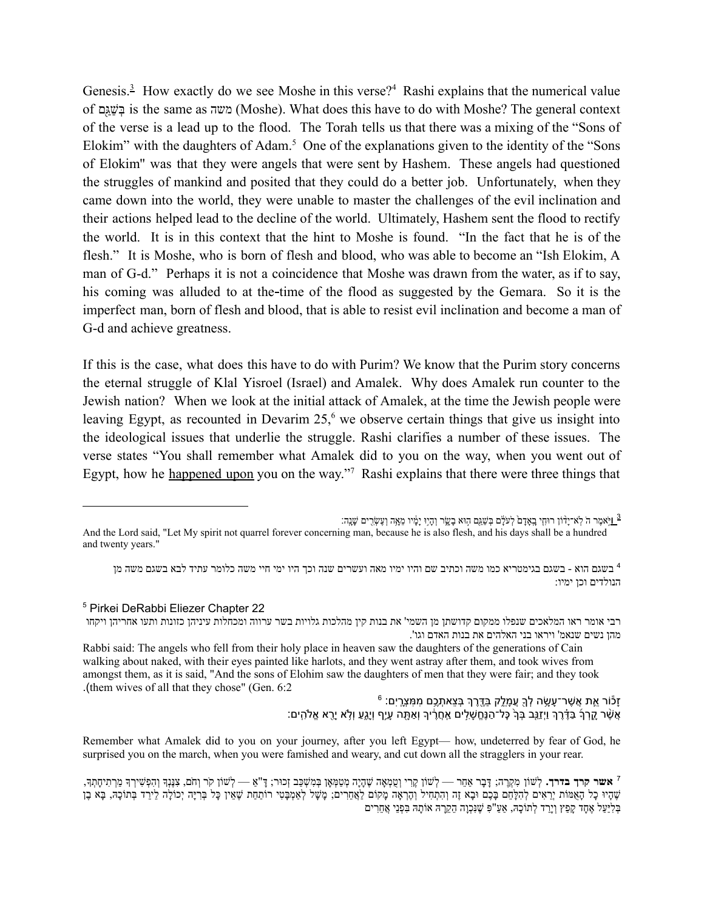Genesis.[3] How exactly do we see Moshe in this verse?[4] Rashi explains that the numerical value of בְּשַׁגַּם is the same as משה (Moshe). What does this have to do with Moshe? The general context of the verse is a lead up to the flood. The Torah tells us that there was a mixing of the "Sons of Elokim" with the daughters of Adam.[5] One of the explanations given to the identity of the "Sons of Elokim" was that they were angels that were sent by Hashem. These angels had questioned the struggles of mankind and posited that they could do a better job. Unfortunately, when they came down into the world, they were unable to master the challenges of the evil inclination and their actions helped lead to the decline of the world. Ultimately, Hashem sent the flood to rectify the world. It is in this context that the hint to Moshe is found. "In the fact that he is of the flesh." It is Moshe, who is born of flesh and blood, who was able to become an "Ish Elokim, A man of G-d." Perhaps it is not a coincidence that Moshe was drawn from the water, as if to say, his coming was alluded to at the-time of the flood as suggested by the Gemara. So it is the imperfect man, born of flesh and blood, that is able to resist evil inclination and become a man of G-d and achieve greatness.

If this is the case, what does this have to do with Purim? We know that the Purim story concerns the eternal struggle of Klal Yisroel (Israel) and Amalek. Why does Amalek run counter to the Jewish nation? When we look at the initial attack of Amalek, at the time the Jewish people were leaving Egypt, as recounted in Devarim 25,[6] we observe certain things that give us insight into the ideological issues that underlie the struggle. Rashi clarifies a number of these issues. The verse states "You shall remember what Amalek did to you on the way, when you went out of Egypt, how he <u>happened upon</u> you on the way."[7] Rashi explains that there were three things that

---

[3] וַיֹּאמֶר ה' לֹא־יָדוֹן רוּחִי בָאָדָם לְעֹלָם בְּשַׁגַּם הוּא בָשָׂר וְהָיוּ יָמָיו מֵאָה וְעֶשְׂרִים שָׁנָה׃

And the Lord said, "Let My spirit not quarrel forever concerning man, because he is also flesh, and his days shall be a hundred and twenty years."

[4] בשגם הוא - בשגם בגימטריא כמו משה וכתיב שם והיו ימיו מאה ועשרים שנה וכך היו ימי חיי משה כלומר עתיד לבא בשגם משה מן הנולדים וכן ימיו:

[5] Pirkei DeRabbi Eliezer Chapter 22

רבי אומר ראו המלאכים שנפלו ממקום קדושתן מן השמי' את בנות קין מהלכות גלויות בשר ערווה ומכחלות עיניהן כזונות ותעו אחריהן ויקחו מהן נשים שנאמ' ויראו בני האלהים את בנות האדם וגו'.

Rabbi said: The angels who fell from their holy place in heaven saw the daughters of the generations of Cain walking about naked, with their eyes painted like harlots, and they went astray after them, and took wives from amongst them, as it is said, "And the sons of Elohim saw the daughters of men that they were fair; and they took .(them wives of all that they chose" (Gen. 6:2

[6] זָכ֕וֹר אֵ֛ת אֲשֶׁר־עָשָׂ֥ה לְךָ֖ עֲמָלֵ֑ק בַּדֶּ֖רֶךְ בְּצֵאתְכֶ֥ם מִמִּצְרָֽיִם׃
אֲשֶׁ֨ר קָֽרְךָ֜ בַּדֶּ֗רֶךְ וַיְזַנֵּ֤ב בְּךָ֙ כׇּל־הַנֶּחֱשָׁלִ֣ים אַחֲרֶ֔יךָ וְאַתָּ֖ה עָיֵ֣ף וְיָגֵ֑עַ וְלֹ֥א יָרֵ֖א אֱלֹהִֽים׃

Remember what Amalek did to you on your journey, after you left Egypt— how, undeterred by fear of God, he surprised you on the march, when you were famished and weary, and cut down all the stragglers in your rear.

[7] **אשר קרך בדרך.** לְשׁוֹן מִקְרֶה; דָּבָר אַחֵר — לְשׁוֹן קֶרִי וְטֻמְאָה שֶׁהָיָה מְטַמְּאָן בְּמִשְׁכַּב זָכוּר; דָּ"אַ — לְשׁוֹן קֹר וָחֹם, צִנֶּנְךָ וְהִפְשִׁירְךָ מֵרְתִיחָתְךָ, שֶׁהָיוּ כָל הָאֻמּוֹת יְרֵאִים לְהִלָּחֵם בָּכֶם וּבָא זֶה וְהִתְחִיל וְהֶרְאָה מָקוֹם לַאֲחֵרִים; מָשָׁל לְאַמְבָּטִי רוֹתַחַת שֶׁאֵין כָּל בְּרִיָּה יְכוֹלָה לֵירֵד בְּתוֹכָהּ, בָּא בֶן בְּלִיַּעַל אֶחָד קָפַץ וְיָרַד לְתוֹכָהּ, אַעַ"פִּ שֶׁנִּכְוָה הֵקֵרָהּ אוֹתָהּ בִּפְנֵי אֲחֵרִים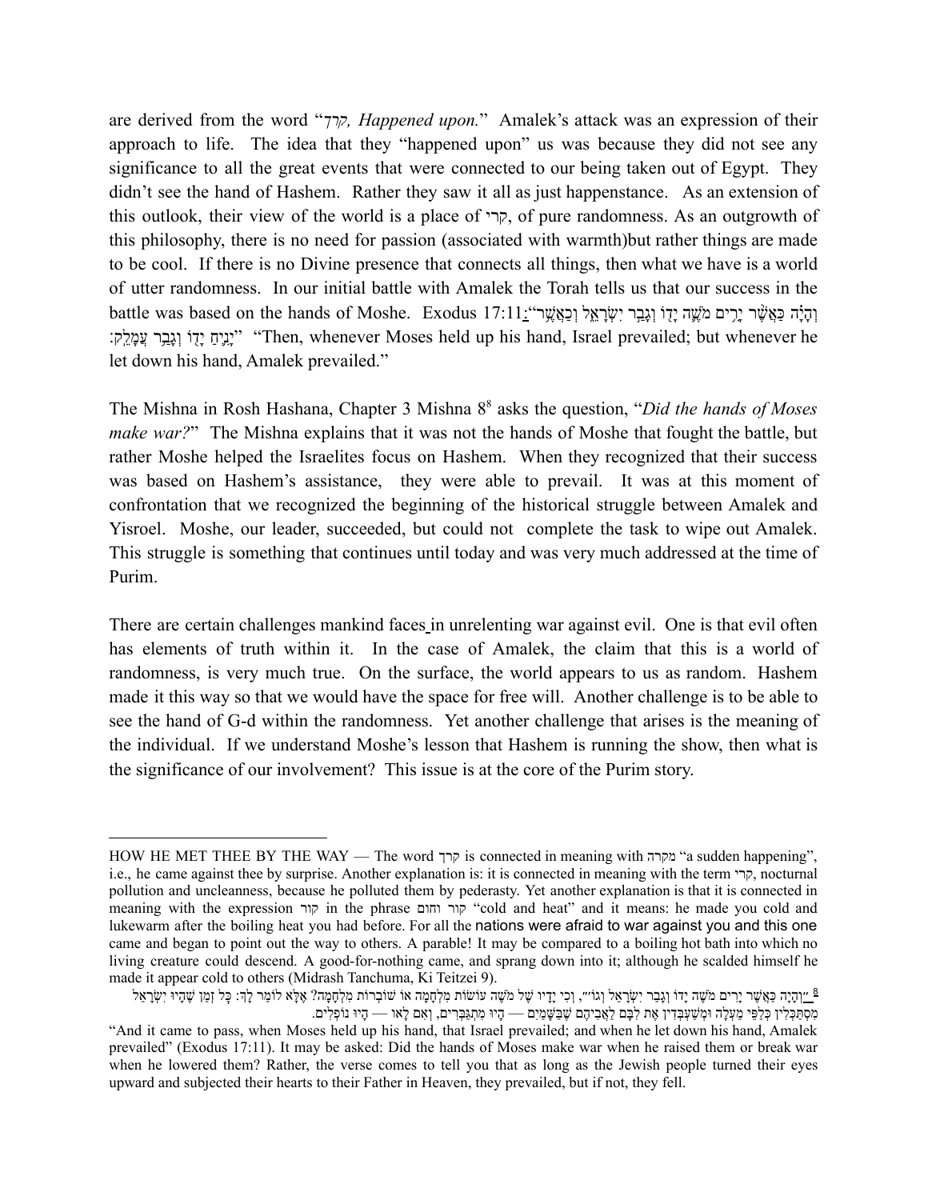are derived from the word "קָרְךָ*, Happened upon.*" Amalek's attack was an expression of their approach to life. The idea that they "happened upon" us was because they did not see any significance to all the great events that were connected to our being taken out of Egypt. They didn't see the hand of Hashem. Rather they saw it all as just happenstance. As an extension of this outlook, their view of the world is a place of קרי, of pure randomness. As an outgrowth of this philosophy, there is no need for passion (associated with warmth)but rather things are made to be cool. If there is no Divine presence that connects all things, then what we have is a world of utter randomness. In our initial battle with Amalek the Torah tells us that our success in the battle was based on the hands of Moshe. Exodus 17:11: "וְהָיָה כַּאֲשֶׁר יָרִים מֹשֶׁה יָדוֹ וְגָבַר יִשְׂרָאֵל וְכַאֲשֶׁר יָנִיחַ יָדוֹ וְגָבַר עֲמָלֵק׃" "Then, whenever Moses held up his hand, Israel prevailed; but whenever he let down his hand, Amalek prevailed."

The Mishna in Rosh Hashana, Chapter 3 Mishna 8[8] asks the question, "*Did the hands of Moses make war?*" The Mishna explains that it was not the hands of Moshe that fought the battle, but rather Moshe helped the Israelites focus on Hashem. When they recognized that their success was based on Hashem's assistance, they were able to prevail. It was at this moment of confrontation that we recognized the beginning of the historical struggle between Amalek and Yisroel. Moshe, our leader, succeeded, but could not complete the task to wipe out Amalek. This struggle is something that continues until today and was very much addressed at the time of Purim.

There are certain challenges mankind faces in unrelenting war against evil. One is that evil often has elements of truth within it. In the case of Amalek, the claim that this is a world of randomness, is very much true. On the surface, the world appears to us as random. Hashem made it this way so that we would have the space for free will. Another challenge is to be able to see the hand of G-d within the randomness. Yet another challenge that arises is the meaning of the individual. If we understand Moshe's lesson that Hashem is running the show, then what is the significance of our involvement? This issue is at the core of the Purim story.

---

HOW HE MET THEE BY THE WAY — The word קרך is connected in meaning with מקרה "a sudden happening", i.e., he came against thee by surprise. Another explanation is: it is connected in meaning with the term קרי, nocturnal pollution and uncleanness, because he polluted them by pederasty. Yet another explanation is that it is connected in meaning with the expression קור in the phrase קור וחום "cold and heat" and it means: he made you cold and lukewarm after the boiling heat you had before. For all the nations were afraid to war against you and this one came and began to point out the way to others. A parable! It may be compared to a boiling hot bath into which no living creature could descend. A good-for-nothing came, and sprang down into it; although he scalded himself he made it appear cold to others (Midrash Tanchuma, Ki Teitzei 9).

[8] "וְהָיָה כַּאֲשֶׁר יָרִים מֹשֶׁה יָדוֹ וְגָבַר יִשְׂרָאֵל וְגוֹ׳", וְכִי יָדָיו שֶׁל מֹשֶׁה עוֹשׂוֹת מִלְחָמָה אוֹ שׁוֹבְרוֹת מִלְחָמָה? אֶלָּא לוֹמַר לָךְ: כָּל זְמַן שֶׁהָיוּ יִשְׂרָאֵל מִסְתַּכְּלִין כְּלַפֵּי מַעְלָה וּמְשַׁעְבְּדִין אֶת לִבָּם לַאֲבִיהֶם שֶׁבַּשָּׁמַיִם — הָיוּ מִתְגַּבְּרִים, וְאִם לָאו — הָיוּ נוֹפְלִים.

"And it came to pass, when Moses held up his hand, that Israel prevailed; and when he let down his hand, Amalek prevailed" (Exodus 17:11). It may be asked: Did the hands of Moses make war when he raised them or break war when he lowered them? Rather, the verse comes to tell you that as long as the Jewish people turned their eyes upward and subjected their hearts to their Father in Heaven, they prevailed, but if not, they fell.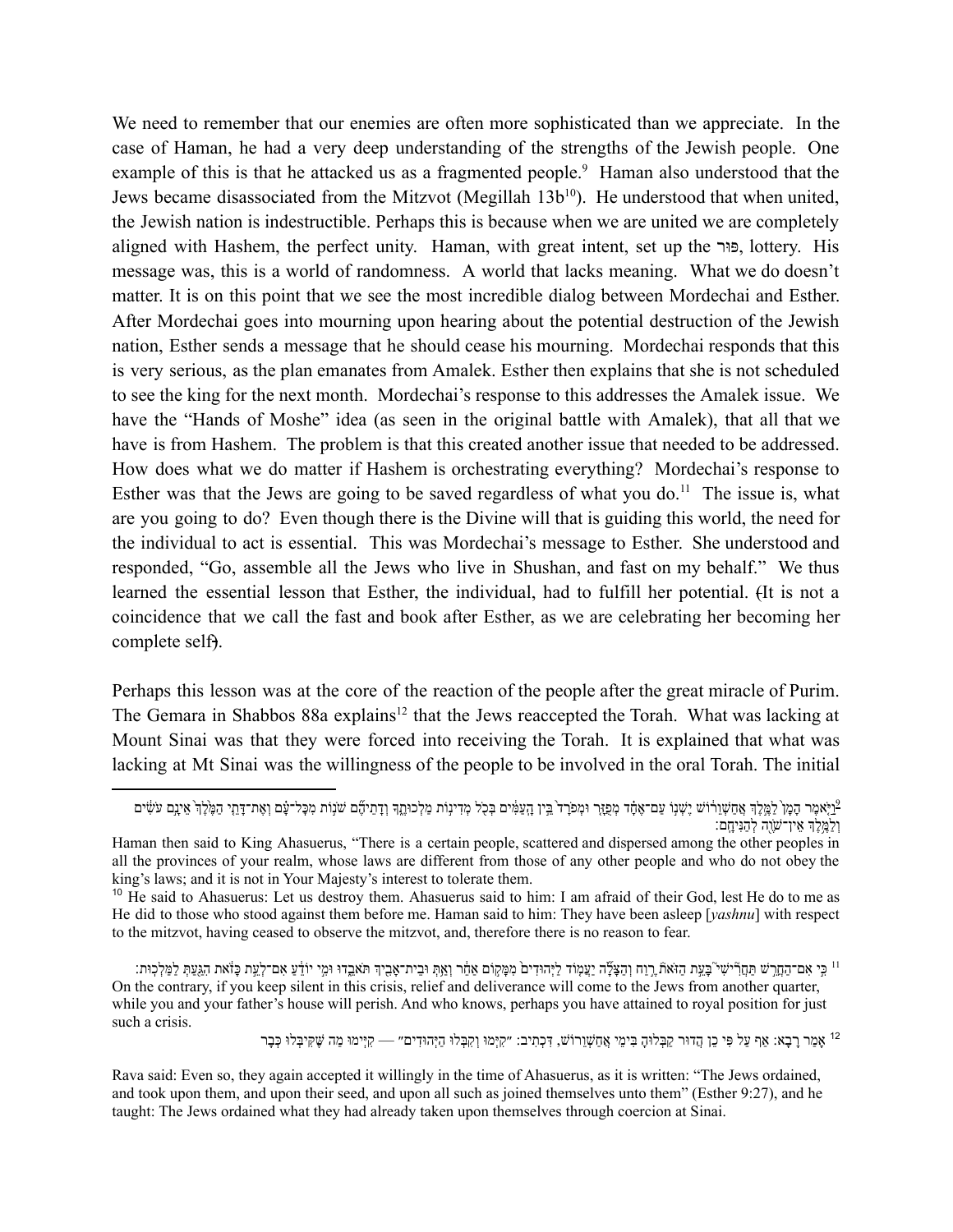We need to remember that our enemies are often more sophisticated than we appreciate. In the case of Haman, he had a very deep understanding of the strengths of the Jewish people. One example of this is that he attacked us as a fragmented people.[9] Haman also understood that the Jews became disassociated from the Mitzvot (Megillah 13b[10]). He understood that when united, the Jewish nation is indestructible. Perhaps this is because when we are united we are completely aligned with Hashem, the perfect unity. Haman, with great intent, set up the פּוּר, lottery. His message was, this is a world of randomness. A world that lacks meaning. What we do doesn't matter. It is on this point that we see the most incredible dialog between Mordechai and Esther. After Mordechai goes into mourning upon hearing about the potential destruction of the Jewish nation, Esther sends a message that he should cease his mourning. Mordechai responds that this is very serious, as the plan emanates from Amalek. Esther then explains that she is not scheduled to see the king for the next month. Mordechai's response to this addresses the Amalek issue. We have the "Hands of Moshe" idea (as seen in the original battle with Amalek), that all that we have is from Hashem. The problem is that this created another issue that needed to be addressed. How does what we do matter if Hashem is orchestrating everything? Mordechai's response to Esther was that the Jews are going to be saved regardless of what you do.[11] The issue is, what are you going to do? Even though there is the Divine will that is guiding this world, the need for the individual to act is essential. This was Mordechai's message to Esther. She understood and responded, "Go, assemble all the Jews who live in Shushan, and fast on my behalf." We thus learned the essential lesson that Esther, the individual, had to fulfill her potential. (It is not a coincidence that we call the fast and book after Esther, as we are celebrating her becoming her complete self).

Perhaps this lesson was at the core of the reaction of the people after the great miracle of Purim. The Gemara in Shabbos 88a explains[12] that the Jews reaccepted the Torah. What was lacking at Mount Sinai was that they were forced into receiving the Torah. It is explained that what was lacking at Mt Sinai was the willingness of the people to be involved in the oral Torah. The initial

---

[9] וַיֹּאמֶר הָמָן֙ לַמֶּ֣לֶךְ אֲחַשְׁוֵר֔וֹשׁ יֶשְׁנ֣וֹ עַם־אֶחָ֗ד מְפֻזָּ֤ר וּמְפֹרָד֙ בֵּ֣ין הָֽעַמִּ֔ים בְּכֹ֖ל מְדִינ֣וֹת מַלְכוּתֶ֑ךָ וְדָתֵיהֶ֞ם שֹׁנ֣וֹת מִכָּל־עָ֗ם וְאֶת־דָּתֵ֤י הַמֶּ֙לֶךְ֙ אֵינָ֣ם עֹשִׂ֔ים וְלַמֶּ֥לֶךְ אֵין־שֹׁוֶ֖ה לְהַנִּיחָֽם׃

Haman then said to King Ahasuerus, "There is a certain people, scattered and dispersed among the other peoples in all the provinces of your realm, whose laws are different from those of any other people and who do not obey the king's laws; and it is not in Your Majesty's interest to tolerate them.

[10] He said to Ahasuerus: Let us destroy them. Ahasuerus said to him: I am afraid of their God, lest He do to me as He did to those who stood against them before me. Haman said to him: They have been asleep [*yashnu*] with respect to the mitzvot, having ceased to observe the mitzvot, and, therefore there is no reason to fear.

[11] כִּ֣י אִם־הַחֲרֵ֣שׁ תַּחֲרִישִׁי֮ בָּעֵ֣ת הַזֹּאת֒ רֶ֣וַח וְהַצָּלָ֞ה יַעֲמ֤וֹד לַיְּהוּדִים֙ מִמָּק֣וֹם אַחֵ֔ר וְאַ֥תְּ וּבֵית־אָבִ֖יךְ תֹּאבֵ֑דוּ וּמִ֣י יוֹדֵ֔עַ אִם־לְעֵ֣ת כָּזֹ֔את הִגַּ֖עַתְּ לַמַּלְכֽוּת׃

On the contrary, if you keep silent in this crisis, relief and deliverance will come to the Jews from another quarter, while you and your father's house will perish. And who knows, perhaps you have attained to royal position for just such a crisis.

[12] אָמַר רָבָא: אַף עַל פִּי כֵן הֲדוּר קַבְּלוּהָ בִּימֵי אֲחַשְׁוֵרוֹשׁ, דִּכְתִיב: "קִיְּמוּ וְקִבְּלוּ הַיְּהוּדִים" — קִיְּימוּ מַה שֶּׁקִּיבְּלוּ כְּבָר

Rava said: Even so, they again accepted it willingly in the time of Ahasuerus, as it is written: "The Jews ordained, and took upon them, and upon their seed, and upon all such as joined themselves unto them" (Esther 9:27), and he taught: The Jews ordained what they had already taken upon themselves through coercion at Sinai.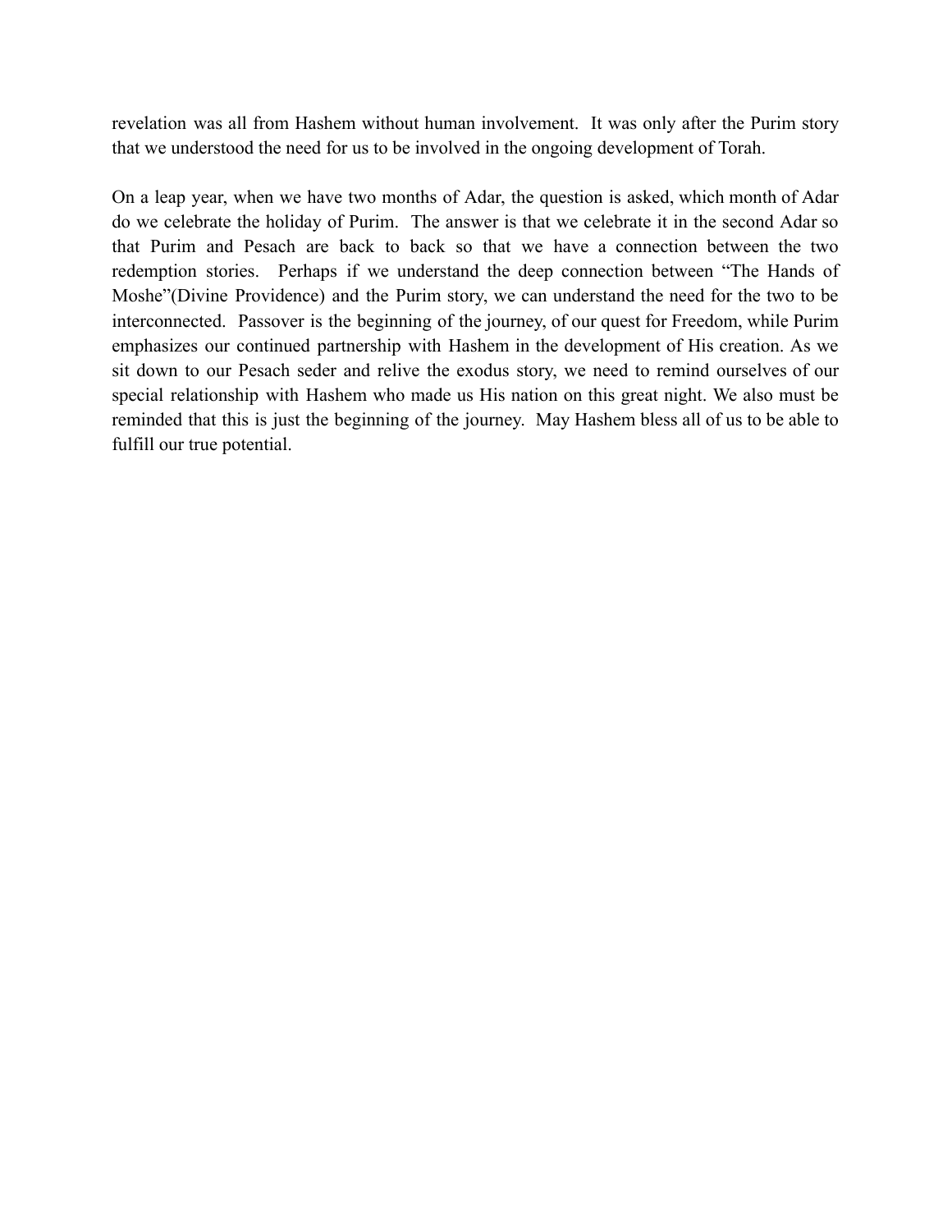revelation was all from Hashem without human involvement. It was only after the Purim story that we understood the need for us to be involved in the ongoing development of Torah.

On a leap year, when we have two months of Adar, the question is asked, which month of Adar do we celebrate the holiday of Purim. The answer is that we celebrate it in the second Adar so that Purim and Pesach are back to back so that we have a connection between the two redemption stories. Perhaps if we understand the deep connection between "The Hands of Moshe"(Divine Providence) and the Purim story, we can understand the need for the two to be interconnected. Passover is the beginning of the journey, of our quest for Freedom, while Purim emphasizes our continued partnership with Hashem in the development of His creation. As we sit down to our Pesach seder and relive the exodus story, we need to remind ourselves of our special relationship with Hashem who made us His nation on this great night. We also must be reminded that this is just the beginning of the journey. May Hashem bless all of us to be able to fulfill our true potential.